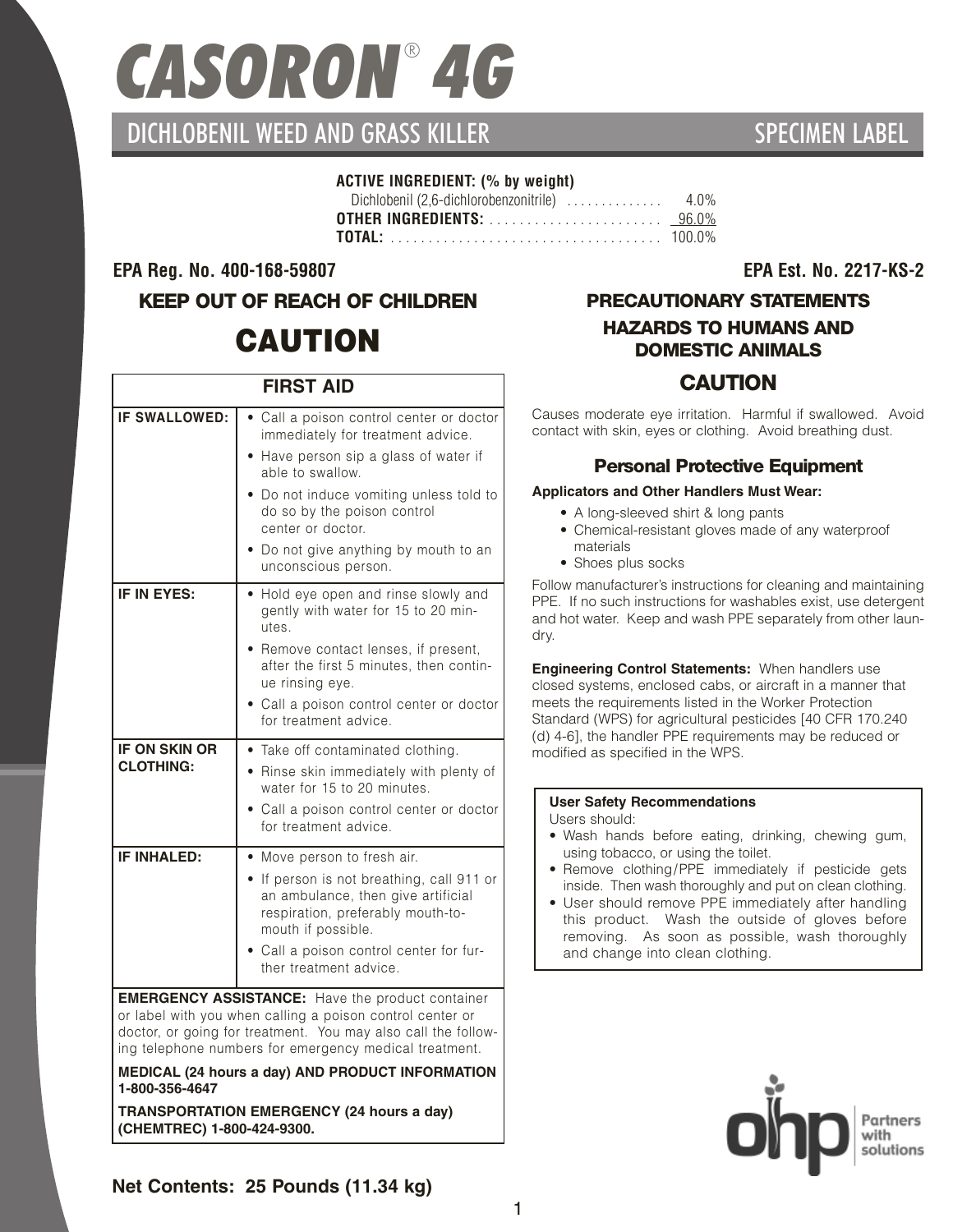# CASORON® 4G

## DICHLOBENIL WEED AND GRASS KILLER

SPECIMEN LABEL

**ACTIVE INGREDIENT: (% by weight)**

| | |
|---|---|
| Dichlobenil (2,6-dichlorobenzonitrile) | 4.0% |
| **OTHER INGREDIENTS:** | 96.0% |
| **TOTAL:** | 100.0% |

**EPA Reg. No. 400-168-59807**

**EPA Est. No. 2217-KS-2**

## KEEP OUT OF REACH OF CHILDREN

# CAUTION

| FIRST AID | |
|---|---|
| **IF SWALLOWED:** | • Call a poison control center or doctor immediately for treatment advice. • Have person sip a glass of water if able to swallow. • Do not induce vomiting unless told to do so by the poison control center or doctor. • Do not give anything by mouth to an unconscious person. |
| **IF IN EYES:** | • Hold eye open and rinse slowly and gently with water for 15 to 20 minutes. • Remove contact lenses, if present, after the first 5 minutes, then continue rinsing eye. • Call a poison control center or doctor for treatment advice. |
| **IF ON SKIN OR CLOTHING:** | • Take off contaminated clothing. • Rinse skin immediately with plenty of water for 15 to 20 minutes. • Call a poison control center or doctor for treatment advice. |
| **IF INHALED:** | • Move person to fresh air. • If person is not breathing, call 911 or an ambulance, then give artificial respiration, preferably mouth-to-mouth if possible. • Call a poison control center for further treatment advice. |

**EMERGENCY ASSISTANCE:** Have the product container or label with you when calling a poison control center or doctor, or going for treatment. You may also call the following telephone numbers for emergency medical treatment.

**MEDICAL (24 hours a day) AND PRODUCT INFORMATION 1-800-356-4647**

**TRANSPORTATION EMERGENCY (24 hours a day) (CHEMTREC) 1-800-424-9300.**

**Net Contents: 25 Pounds (11.34 kg)**

## PRECAUTIONARY STATEMENTS

### HAZARDS TO HUMANS AND DOMESTIC ANIMALS

### CAUTION

Causes moderate eye irritation. Harmful if swallowed. Avoid contact with skin, eyes or clothing. Avoid breathing dust.

### Personal Protective Equipment

**Applicators and Other Handlers Must Wear:**

- A long-sleeved shirt & long pants
- Chemical-resistant gloves made of any waterproof materials
- Shoes plus socks

Follow manufacturer's instructions for cleaning and maintaining PPE. If no such instructions for washables exist, use detergent and hot water. Keep and wash PPE separately from other laundry.

**Engineering Control Statements:** When handlers use closed systems, enclosed cabs, or aircraft in a manner that meets the requirements listed in the Worker Protection Standard (WPS) for agricultural pesticides [40 CFR 170.240 (d) 4-6], the handler PPE requirements may be reduced or modified as specified in the WPS.

**User Safety Recommendations**

Users should:

- Wash hands before eating, drinking, chewing gum, using tobacco, or using the toilet.
- Remove clothing/PPE immediately if pesticide gets inside. Then wash thoroughly and put on clean clothing.
- User should remove PPE immediately after handling this product. Wash the outside of gloves before removing. As soon as possible, wash thoroughly and change into clean clothing.

ohp Partners with solutions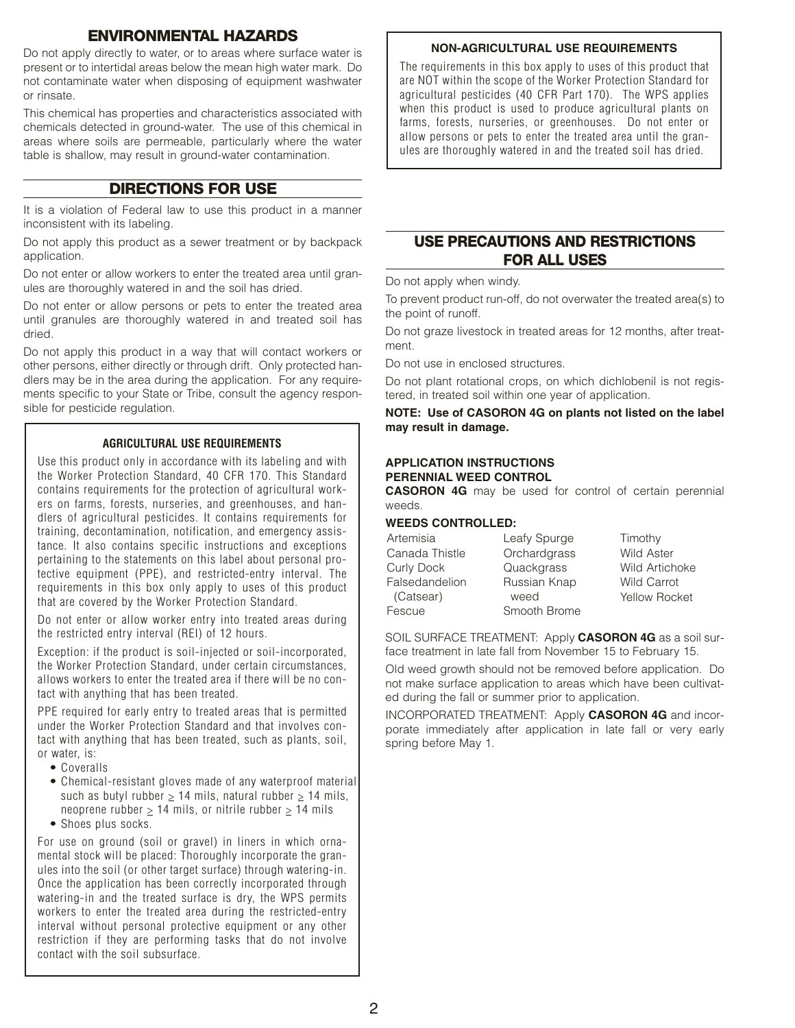## ENVIRONMENTAL HAZARDS

Do not apply directly to water, or to areas where surface water is present or to intertidal areas below the mean high water mark. Do not contaminate water when disposing of equipment washwater or rinsate.

This chemical has properties and characteristics associated with chemicals detected in ground-water. The use of this chemical in areas where soils are permeable, particularly where the water table is shallow, may result in ground-water contamination.

## DIRECTIONS FOR USE

It is a violation of Federal law to use this product in a manner inconsistent with its labeling.

Do not apply this product as a sewer treatment or by backpack application.

Do not enter or allow workers to enter the treated area until granules are thoroughly watered in and the soil has dried.

Do not enter or allow persons or pets to enter the treated area until granules are thoroughly watered in and treated soil has dried.

Do not apply this product in a way that will contact workers or other persons, either directly or through drift. Only protected handlers may be in the area during the application. For any requirements specific to your State or Tribe, consult the agency responsible for pesticide regulation.

### AGRICULTURAL USE REQUIREMENTS

Use this product only in accordance with its labeling and with the Worker Protection Standard, 40 CFR 170. This Standard contains requirements for the protection of agricultural workers on farms, forests, nurseries, and greenhouses, and handlers of agricultural pesticides. It contains requirements for training, decontamination, notification, and emergency assistance. It also contains specific instructions and exceptions pertaining to the statements on this label about personal protective equipment (PPE), and restricted-entry interval. The requirements in this box only apply to uses of this product that are covered by the Worker Protection Standard.

Do not enter or allow worker entry into treated areas during the restricted entry interval (REI) of 12 hours.

Exception: if the product is soil-injected or soil-incorporated, the Worker Protection Standard, under certain circumstances, allows workers to enter the treated area if there will be no contact with anything that has been treated.

PPE required for early entry to treated areas that is permitted under the Worker Protection Standard and that involves contact with anything that has been treated, such as plants, soil, or water, is:

- Coveralls
- Chemical-resistant gloves made of any waterproof material such as butyl rubber ≥ 14 mils, natural rubber ≥ 14 mils, neoprene rubber ≥ 14 mils, or nitrile rubber ≥ 14 mils
- Shoes plus socks.

For use on ground (soil or gravel) in liners in which ornamental stock will be placed: Thoroughly incorporate the granules into the soil (or other target surface) through watering-in. Once the application has been correctly incorporated through watering-in and the treated surface is dry, the WPS permits workers to enter the treated area during the restricted-entry interval without personal protective equipment or any other restriction if they are performing tasks that do not involve contact with the soil subsurface.

### NON-AGRICULTURAL USE REQUIREMENTS

The requirements in this box apply to uses of this product that are NOT within the scope of the Worker Protection Standard for agricultural pesticides (40 CFR Part 170). The WPS applies when this product is used to produce agricultural plants on farms, forests, nurseries, or greenhouses. Do not enter or allow persons or pets to enter the treated area until the granules are thoroughly watered in and the treated soil has dried.

## USE PRECAUTIONS AND RESTRICTIONS FOR ALL USES

Do not apply when windy.

To prevent product run-off, do not overwater the treated area(s) to the point of runoff.

Do not graze livestock in treated areas for 12 months, after treatment.

Do not use in enclosed structures.

Do not plant rotational crops, on which dichlobenil is not registered, in treated soil within one year of application.

**NOTE: Use of CASORON 4G on plants not listed on the label may result in damage.**

**APPLICATION INSTRUCTIONS**
**PERENNIAL WEED CONTROL**

**CASORON 4G** may be used for control of certain perennial weeds.

**WEEDS CONTROLLED:**

| | | |
|---|---|---|
| Artemisia | Leafy Spurge | Timothy |
| Canada Thistle | Orchardgrass | Wild Aster |
| Curly Dock | Quackgrass | Wild Artichoke |
| Falsedandelion (Catsear) | Russian Knap weed | Wild Carrot |
| Fescue | Smooth Brome | Yellow Rocket |

SOIL SURFACE TREATMENT: Apply **CASORON 4G** as a soil surface treatment in late fall from November 15 to February 15.

Old weed growth should not be removed before application. Do not make surface application to areas which have been cultivated during the fall or summer prior to application.

INCORPORATED TREATMENT: Apply **CASORON 4G** and incorporate immediately after application in late fall or very early spring before May 1.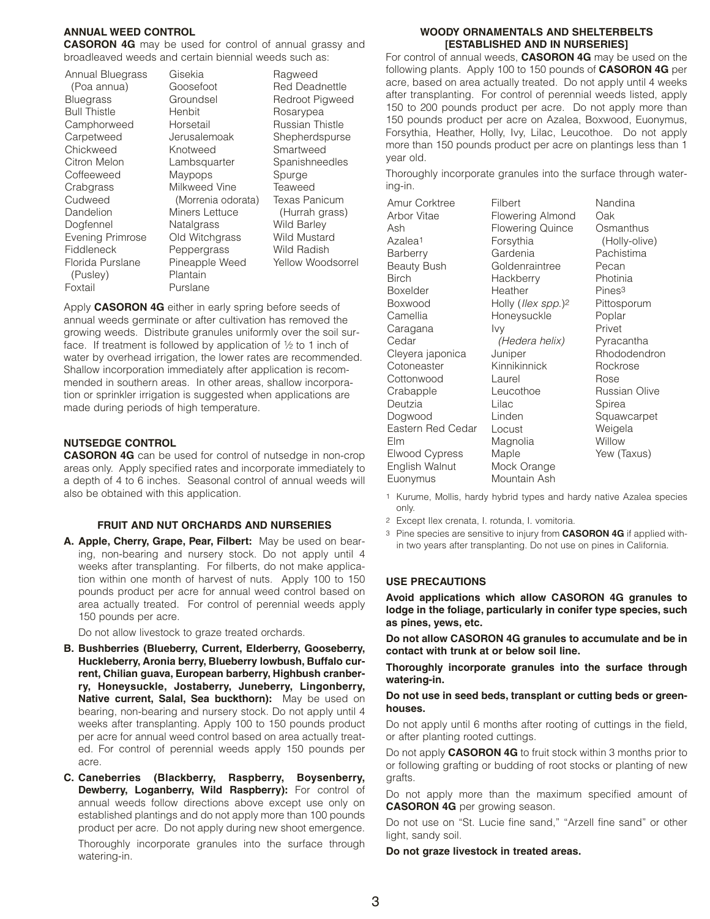## ANNUAL WEED CONTROL

**CASORON 4G** may be used for control of annual grassy and broadleaved weeds and certain biennial weeds such as:

| | | |
|---|---|---|
| Annual Bluegrass (Poa annua) | Gisekia | Ragweed |
| Bluegrass | Goosefoot | Red Deadnettle |
| Bull Thistle | Groundsel | Redroot Pigweed |
| Camphorweed | Henbit | Rosarypea |
| Carpetweed | Horsetail | Russian Thistle |
| Chickweed | Jerusalemoak | Shepherdspurse |
| Citron Melon | Knotweed | Smartweed |
| Coffeeweed | Lambsquarter | Spanishneedles |
| Crabgrass | Maypops | Spurge |
| Cudweed | Milkweed Vine (Morrenia odorata) | Teaweed |
| Dandelion | Miners Lettuce | Texas Panicum (Hurrah grass) |
| Dogfennel | Natalgrass | Wild Barley |
| Evening Primrose | Old Witchgrass | Wild Mustard |
| Fiddleneck | Peppergrass | Wild Radish |
| Florida Purslane (Pusley) | Pineapple Weed | Yellow Woodsorrel |
| Foxtail | Plantain | |
| | Purslane | |

Apply **CASORON 4G** either in early spring before seeds of annual weeds germinate or after cultivation has removed the growing weeds. Distribute granules uniformly over the soil surface. If treatment is followed by application of ½ to 1 inch of water by overhead irrigation, the lower rates are recommended. Shallow incorporation immediately after application is recommended in southern areas. In other areas, shallow incorporation or sprinkler irrigation is suggested when applications are made during periods of high temperature.

## NUTSEDGE CONTROL

**CASORON 4G** can be used for control of nutsedge in non-crop areas only. Apply specified rates and incorporate immediately to a depth of 4 to 6 inches. Seasonal control of annual weeds will also be obtained with this application.

### FRUIT AND NUT ORCHARDS AND NURSERIES

**A. Apple, Cherry, Grape, Pear, Filbert:** May be used on bearing, non-bearing and nursery stock. Do not apply until 4 weeks after transplanting. For filberts, do not make application within one month of harvest of nuts. Apply 100 to 150 pounds product per acre for annual weed control based on area actually treated. For control of perennial weeds apply 150 pounds per acre.

Do not allow livestock to graze treated orchards.

**B. Bushberries (Blueberry, Current, Elderberry, Gooseberry, Huckleberry, Aronia berry, Blueberry lowbush, Buffalo currrent, Chilian guava, European barberry, Highbush cranberry, Honeysuckle, Jostaberry, Juneberry, Lingonberry, Native current, Salal, Sea buckthorn):** May be used on bearing, non-bearing and nursery stock. Do not apply until 4 weeks after transplanting. Apply 100 to 150 pounds product per acre for annual weed control based on area actually treated. For control of perennial weeds apply 150 pounds per acre.

**C. Caneberries (Blackberry, Raspberry, Boysenberry, Dewberry, Loganberry, Wild Raspberry):** For control of annual weeds follow directions above except use only on established plantings and do not apply more than 100 pounds product per acre. Do not apply during new shoot emergence.

Thoroughly incorporate granules into the surface through watering-in.

### WOODY ORNAMENTALS AND SHELTERBELTS [ESTABLISHED AND IN NURSERIES]

For control of annual weeds, **CASORON 4G** may be used on the following plants. Apply 100 to 150 pounds of **CASORON 4G** per acre, based on area actually treated. Do not apply until 4 weeks after transplanting. For control of perennial weeds listed, apply 150 to 200 pounds product per acre. Do not apply more than 150 pounds product per acre on Azalea, Boxwood, Euonymus, Forsythia, Heather, Holly, Ivy, Lilac, Leucothoe. Do not apply more than 150 pounds product per acre on plantings less than 1 year old.

Thoroughly incorporate granules into the surface through watering-in.

| | | |
|---|---|---|
| Amur Corktree | Filbert | Nandina |
| Arbor Vitae | Flowering Almond | Oak |
| Ash | Flowering Quince | Osmanthus (Holly-olive) |
| Azalea[1] | Forsythia | Pachistima |
| Barberry | Gardenia | Pecan |
| Beauty Bush | Goldenraintree | Photinia |
| Birch | Hackberry | Pines[3] |
| Boxelder | Heather | Pittosporum |
| Boxwood | Holly (*Ilex spp.*)[2] | Poplar |
| Camellia | Honeysuckle | Privet |
| Caragana | Ivy *(Hedera helix)* | Pyracantha |
| Cedar | Juniper | Rhododendron |
| Cleyera japonica | Kinnikinnick | Rockrose |
| Cotoneaster | Laurel | Rose |
| Cottonwood | Leucothoe | Russian Olive |
| Crabapple | Lilac | Spirea |
| Deutzia | Linden | Squawcarpet |
| Dogwood | Locust | Weigela |
| Eastern Red Cedar | Magnolia | Willow |
| Elm | Maple | Yew (Taxus) |
| Elwood Cypress | Mock Orange | |
| English Walnut | Mountain Ash | |
| Euonymus | | |

[1] Kurume, Mollis, hardy hybrid types and hardy native Azalea species only.

[2] Except Ilex crenata, I. rotunda, I. vomitoria.

[3] Pine species are sensitive to injury from **CASORON 4G** if applied within two years after transplanting. Do not use on pines in California.

## USE PRECAUTIONS

**Avoid applications which allow CASORON 4G granules to lodge in the foliage, particularly in conifer type species, such as pines, yews, etc.**

**Do not allow CASORON 4G granules to accumulate and be in contact with trunk at or below soil line.**

**Thoroughly incorporate granules into the surface through watering-in.**

**Do not use in seed beds, transplant or cutting beds or greenhouses.**

Do not apply until 6 months after rooting of cuttings in the field, or after planting rooted cuttings.

Do not apply **CASORON 4G** to fruit stock within 3 months prior to or following grafting or budding of root stocks or planting of new grafts.

Do not apply more than the maximum specified amount of **CASORON 4G** per growing season.

Do not use on "St. Lucie fine sand," "Arzell fine sand" or other light, sandy soil.

**Do not graze livestock in treated areas.**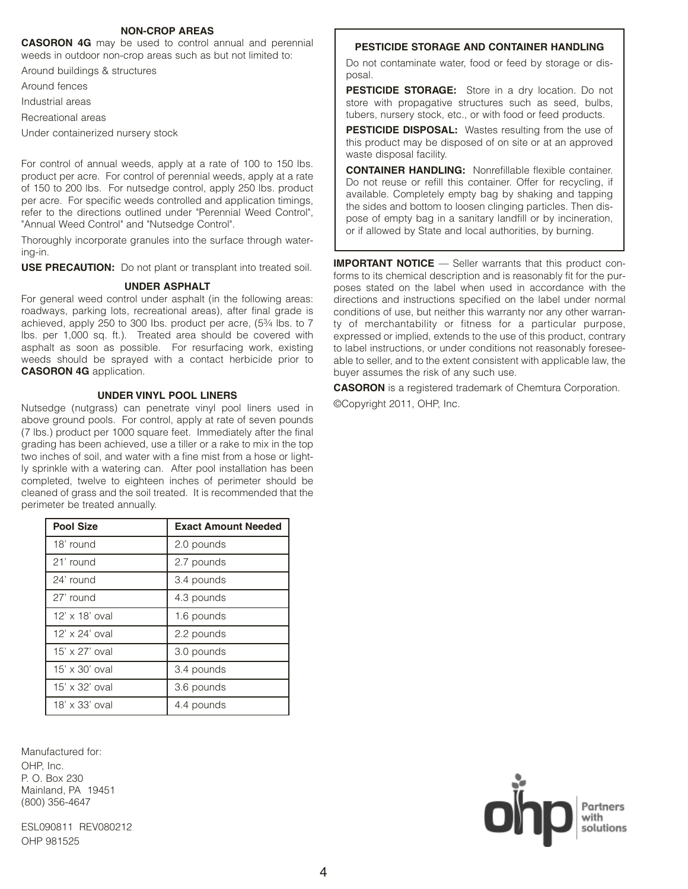## NON-CROP AREAS

**CASORON 4G** may be used to control annual and perennial weeds in outdoor non-crop areas such as but not limited to:

Around buildings & structures

Around fences

Industrial areas

Recreational areas

Under containerized nursery stock

For control of annual weeds, apply at a rate of 100 to 150 lbs. product per acre. For control of perennial weeds, apply at a rate of 150 to 200 lbs. For nutsedge control, apply 250 lbs. product per acre. For specific weeds controlled and application timings, refer to the directions outlined under "Perennial Weed Control", "Annual Weed Control" and "Nutsedge Control".

Thoroughly incorporate granules into the surface through watering-in.

**USE PRECAUTION:** Do not plant or transplant into treated soil.

## UNDER ASPHALT

For general weed control under asphalt (in the following areas: roadways, parking lots, recreational areas), after final grade is achieved, apply 250 to 300 lbs. product per acre, (5¾ lbs. to 7 lbs. per 1,000 sq. ft.). Treated area should be covered with asphalt as soon as possible. For resurfacing work, existing weeds should be sprayed with a contact herbicide prior to **CASORON 4G** application.

## UNDER VINYL POOL LINERS

Nutsedge (nutgrass) can penetrate vinyl pool liners used in above ground pools. For control, apply at rate of seven pounds (7 lbs.) product per 1000 square feet. Immediately after the final grading has been achieved, use a tiller or a rake to mix in the top two inches of soil, and water with a fine mist from a hose or lightly sprinkle with a watering can. After pool installation has been completed, twelve to eighteen inches of perimeter should be cleaned of grass and the soil treated. It is recommended that the perimeter be treated annually.

| Pool Size | Exact Amount Needed |
|---|---|
| 18' round | 2.0 pounds |
| 21' round | 2.7 pounds |
| 24' round | 3.4 pounds |
| 27' round | 4.3 pounds |
| 12' x 18' oval | 1.6 pounds |
| 12' x 24' oval | 2.2 pounds |
| 15' x 27' oval | 3.0 pounds |
| 15' x 30' oval | 3.4 pounds |
| 15' x 32' oval | 3.6 pounds |
| 18' x 33' oval | 4.4 pounds |

Manufactured for:
OHP, Inc.
P. O. Box 230
Mainland, PA 19451
(800) 356-4647

ESL090811 REV080212
OHP 981525

## PESTICIDE STORAGE AND CONTAINER HANDLING

Do not contaminate water, food or feed by storage or disposal.

**PESTICIDE STORAGE:** Store in a dry location. Do not store with propagative structures such as seed, bulbs, tubers, nursery stock, etc., or with food or feed products.

**PESTICIDE DISPOSAL:** Wastes resulting from the use of this product may be disposed of on site or at an approved waste disposal facility.

**CONTAINER HANDLING:** Nonrefillable flexible container. Do not reuse or refill this container. Offer for recycling, if available. Completely empty bag by shaking and tapping the sides and bottom to loosen clinging particles. Then dispose of empty bag in a sanitary landfill or by incineration, or if allowed by State and local authorities, by burning.

**IMPORTANT NOTICE** — Seller warrants that this product conforms to its chemical description and is reasonably fit for the purposes stated on the label when used in accordance with the directions and instructions specified on the label under normal conditions of use, but neither this warranty nor any other warranty of merchantability or fitness for a particular purpose, expressed or implied, extends to the use of this product, contrary to label instructions, or under conditions not reasonably foreseeable to seller, and to the extent consistent with applicable law, the buyer assumes the risk of any such use.

**CASORON** is a registered trademark of Chemtura Corporation.

©Copyright 2011, OHP, Inc.

ohp Partners with solutions